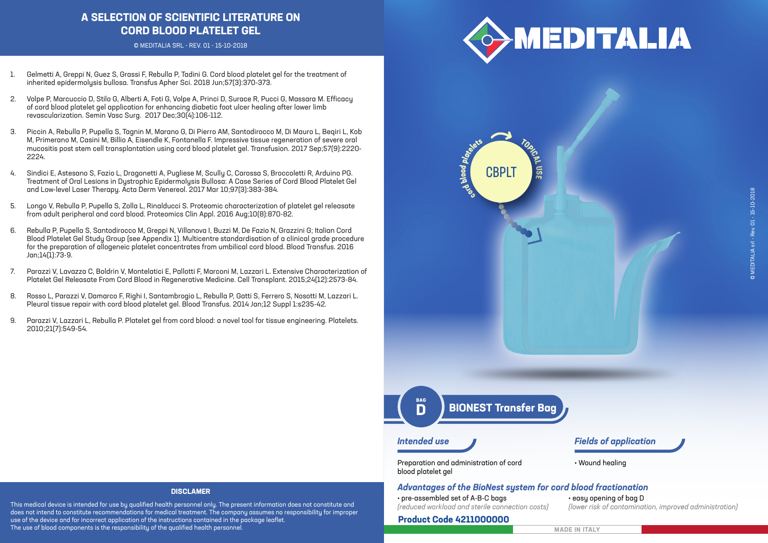# A SELECTION OF SCIENTIFIC LITERATURE ON CORD BLOOD PLATELET GEL

© MEDITALIA SRL - REV. 01 - 15-10-2018

1. Gelmetti A, Greppi N, Guez S, Grassi F, Rebulla P, Tadini G. Cord blood platelet gel for the treatment of inherited epidermolysis bullosa. Transfus Apher Sci. 2018 Jun;57(3):370-373.
2. Volpe P, Marcuccio D, Stilo G, Alberti A, Foti G, Volpe A, Princi D, Surace R, Pucci G, Massara M. Efficacy of cord blood platelet gel application for enhancing diabetic foot ulcer healing after lower limb revascularization. Semin Vasc Surg. 2017 Dec;30(4):106-112.
3. Piccin A, Rebulla P, Pupella S, Tagnin M, Marano G, Di Pierro AM, Santodirocco M, Di Mauro L, Beqiri L, Kob M, Primerano M, Casini M, Billio A, Eisendle K, Fontanella F. Impressive tissue regeneration of severe oral mucositis post stem cell transplantation using cord blood platelet gel. Transfusion. 2017 Sep;57(9):2220-2224.
4. Sindici E, Astesano S, Fazio L, Dragonetti A, Pugliese M, Scully C, Carossa S, Broccoletti R, Arduino PG. Treatment of Oral Lesions in Dystrophic Epidermolysis Bullosa: A Case Series of Cord Blood Platelet Gel and Low-level Laser Therapy. Acta Derm Venereol. 2017 Mar 10;97(3):383-384.
5. Longo V, Rebulla P, Pupella S, Zolla L, Rinalducci S. Proteomic characterization of platelet gel releasate from adult peripheral and cord blood. Proteomics Clin Appl. 2016 Aug;10(8):870-82.
6. Rebulla P, Pupella S, Santodirocco M, Greppi N, Villanova I, Buzzi M, De Fazio N, Grazzini G; Italian Cord Blood Platelet Gel Study Group (see Appendix 1). Multicentre standardisation of a clinical grade procedure for the preparation of allogeneic platelet concentrates from umbilical cord blood. Blood Transfus. 2016 Jan;14(1):73-9.
7. Parazzi V, Lavazza C, Boldrin V, Montelatici E, Pallotti F, Marconi M, Lazzari L. Extensive Characterization of Platelet Gel Releasate From Cord Blood in Regenerative Medicine. Cell Transplant. 2015;24(12):2573-84.
8. Rosso L, Parazzi V, Damarco F, Righi I, Santambrogio L, Rebulla P, Gatti S, Ferrero S, Nosotti M, Lazzari L. Pleural tissue repair with cord blood platelet gel. Blood Transfus. 2014 Jan;12 Suppl 1:s235-42.
9. Parazzi V, Lazzari L, Rebulla P. Platelet gel from cord blood: a novel tool for tissue engineering. Platelets. 2010;21(7):549-54.

**DISCLAMER**

This medical device is intended for use by qualified health personnel only. The present information does not constitute and does not intend to constitute recommendations for medical treatment. The company assumes no responsibility for improper use of the device and for incorrect application of the instructions contained in the package leaflet.
The use of blood components is the responsibility of the qualified health personnel.

# MEDITALIA

CBPLT — cord blood platelets — TOPICAL USE

## BAG D — BIONEST Transfer Bag

### *Intended use*

Preparation and administration of cord blood platelet gel

### *Fields of application*

- Wound healing

### *Advantages of the BioNest system for cord blood fractionation*

- pre-assembled set of A-B-C bags
  *(reduced workload and sterile connection costs)*
- easy opening of bag D
  *(lower risk of contamination, improved administration)*

**Product Code 4211000000**

MADE IN ITALY

© MEDITALIA srl - Rev. 01 - 15-10-2018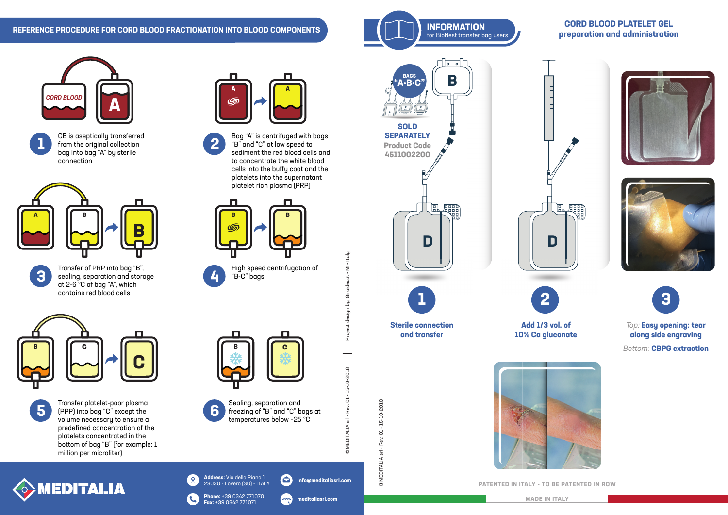## REFERENCE PROCEDURE FOR CORD BLOOD FRACTIONATION INTO BLOOD COMPONENTS

CORD BLOOD → A

**1** CB is aseptically transferred from the original collection bag into bag "A" by sterile connection

A → A

**2** Bag "A" is centrifuged with bags "B" and "C" at low speed to sediment the red blood cells and to concentrate the white blood cells into the buffy coat and the platelets into the supernatant platelet rich plasma (PRP)

A, B → B

**3** Transfer of PRP into bag "B", sealing, separation and storage at 2-6 °C of bag "A", which contains red blood cells

B → B

**4** High speed centrifugation of "B-C" bags

B, C → C

**5** Transfer platelet-poor plasma (PPP) into bag "C" except the volume necessary to ensure a predefined concentration of the platelets concentrated in the bottom of bag "B" (for example: 1 million per microliter)

B, C

**6** Sealing, separation and freezing of "B" and "C" bags at temperatures below -25 °C

Project design by: Giroidea.it - MI - Italy

© MEDITALIA srl - Rev. 01 - 15-10-2018

**MEDITALIA**

**Address:** Via della Piana 1
23030 - Lovero (SO) - ITALY

**Phone:** +39 0342 771070
**Fax:** +39 0342 771071

info@meditaliasrl.com

meditaliasrl.com

## INFORMATION
for BioNest transfer bag users

## CORD BLOOD PLATELET GEL preparation and administration

BAGS "A-B-C"

**SOLD SEPARATELY**
Product Code
**4511002200**

B

D

D

**1** Sterile connection and transfer

**2** Add 1/3 vol. of 10% Ca gluconate

**3** *Top:* **Easy opening: tear along side engraving**
*Bottom:* **CBPG extraction**

© MEDITALIA srl - Rev. 01 - 15-10-2018

PATENTED IN ITALY - TO BE PATENTED IN ROW

MADE IN ITALY